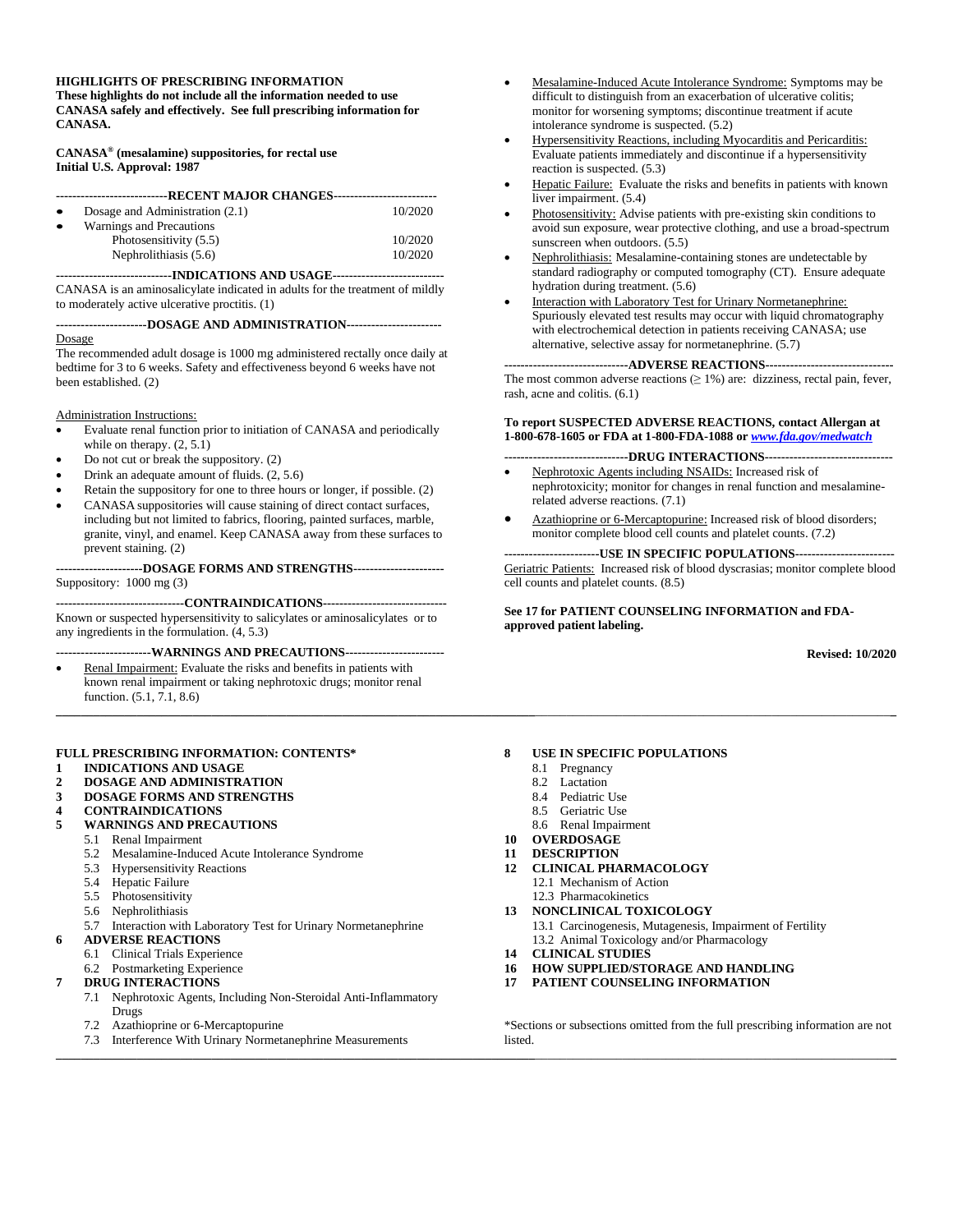**HIGHLIGHTS OF PRESCRIBING INFORMATION**
**These highlights do not include all the information needed to use CANASA safely and effectively. See full prescribing information for CANASA.**

**CANASA® (mesalamine) suppositories, for rectal use**
**Initial U.S. Approval: 1987**

**----------------------------RECENT MAJOR CHANGES----------------------------**

| | |
|---|---|
| • Dosage and Administration (2.1) | 10/2020 |
| • Warnings and Precautions | |
| Photosensitivity (5.5) | 10/2020 |
| Nephrolithiasis (5.6) | 10/2020 |

**----------------------------INDICATIONS AND USAGE----------------------------**

CANASA is an aminosalicylate indicated in adults for the treatment of mildly to moderately active ulcerative proctitis. (1)

**----------------------------DOSAGE AND ADMINISTRATION----------------------------**

Dosage

The recommended adult dosage is 1000 mg administered rectally once daily at bedtime for 3 to 6 weeks. Safety and effectiveness beyond 6 weeks have not been established. (2)

Administration Instructions:

- Evaluate renal function prior to initiation of CANASA and periodically while on therapy. (2, 5.1)
- Do not cut or break the suppository. (2)
- Drink an adequate amount of fluids. (2, 5.6)
- Retain the suppository for one to three hours or longer, if possible. (2)
- CANASA suppositories will cause staining of direct contact surfaces, including but not limited to fabrics, flooring, painted surfaces, marble, granite, vinyl, and enamel. Keep CANASA away from these surfaces to prevent staining. (2)

**----------------------------DOSAGE FORMS AND STRENGTHS----------------------------**

Suppository: 1000 mg (3)

**----------------------------CONTRAINDICATIONS----------------------------**

Known or suspected hypersensitivity to salicylates or aminosalicylates or to any ingredients in the formulation. (4, 5.3)

**----------------------------WARNINGS AND PRECAUTIONS----------------------------**

- Renal Impairment: Evaluate the risks and benefits in patients with known renal impairment or taking nephrotoxic drugs; monitor renal function. (5.1, 7.1, 8.6)
- Mesalamine-Induced Acute Intolerance Syndrome: Symptoms may be difficult to distinguish from an exacerbation of ulcerative colitis; monitor for worsening symptoms; discontinue treatment if acute intolerance syndrome is suspected. (5.2)
- Hypersensitivity Reactions, including Myocarditis and Pericarditis: Evaluate patients immediately and discontinue if a hypersensitivity reaction is suspected. (5.3)
- Hepatic Failure: Evaluate the risks and benefits in patients with known liver impairment. (5.4)
- Photosensitivity: Advise patients with pre-existing skin conditions to avoid sun exposure, wear protective clothing, and use a broad-spectrum sunscreen when outdoors. (5.5)
- Nephrolithiasis: Mesalamine-containing stones are undetectable by standard radiography or computed tomography (CT). Ensure adequate hydration during treatment. (5.6)
- Interaction with Laboratory Test for Urinary Normetanephrine: Spuriously elevated test results may occur with liquid chromatography with electrochemical detection in patients receiving CANASA; use alternative, selective assay for normetanephrine. (5.7)

**----------------------------ADVERSE REACTIONS----------------------------**

The most common adverse reactions (≥ 1%) are: dizziness, rectal pain, fever, rash, acne and colitis. (6.1)

**To report SUSPECTED ADVERSE REACTIONS, contact Allergan at 1-800-678-1605 or FDA at 1-800-FDA-1088 or *www.fda.gov/medwatch***

**----------------------------DRUG INTERACTIONS----------------------------**

- Nephrotoxic Agents including NSAIDs: Increased risk of nephrotoxicity; monitor for changes in renal function and mesalamine-related adverse reactions. (7.1)
- Azathioprine or 6-Mercaptopurine: Increased risk of blood disorders; monitor complete blood cell counts and platelet counts. (7.2)

**----------------------------USE IN SPECIFIC POPULATIONS----------------------------**

Geriatric Patients: Increased risk of blood dyscrasias; monitor complete blood cell counts and platelet counts. (8.5)

**See 17 for PATIENT COUNSELING INFORMATION and FDA-approved patient labeling.**

**Revised: 10/2020**

---

**FULL PRESCRIBING INFORMATION: CONTENTS***

**1 INDICATIONS AND USAGE**
**2 DOSAGE AND ADMINISTRATION**
**3 DOSAGE FORMS AND STRENGTHS**
**4 CONTRAINDICATIONS**
**5 WARNINGS AND PRECAUTIONS**
- 5.1 Renal Impairment
- 5.2 Mesalamine-Induced Acute Intolerance Syndrome
- 5.3 Hypersensitivity Reactions
- 5.4 Hepatic Failure
- 5.5 Photosensitivity
- 5.6 Nephrolithiasis
- 5.7 Interaction with Laboratory Test for Urinary Normetanephrine

**6 ADVERSE REACTIONS**
- 6.1 Clinical Trials Experience
- 6.2 Postmarketing Experience

**7 DRUG INTERACTIONS**
- 7.1 Nephrotoxic Agents, Including Non-Steroidal Anti-Inflammatory Drugs
- 7.2 Azathioprine or 6-Mercaptopurine
- 7.3 Interference With Urinary Normetanephrine Measurements

**8 USE IN SPECIFIC POPULATIONS**
- 8.1 Pregnancy
- 8.2 Lactation
- 8.4 Pediatric Use
- 8.5 Geriatric Use
- 8.6 Renal Impairment

**10 OVERDOSAGE**
**11 DESCRIPTION**
**12 CLINICAL PHARMACOLOGY**
- 12.1 Mechanism of Action
- 12.3 Pharmacokinetics

**13 NONCLINICAL TOXICOLOGY**
- 13.1 Carcinogenesis, Mutagenesis, Impairment of Fertility
- 13.2 Animal Toxicology and/or Pharmacology

**14 CLINICAL STUDIES**
**16 HOW SUPPLIED/STORAGE AND HANDLING**
**17 PATIENT COUNSELING INFORMATION**

*Sections or subsections omitted from the full prescribing information are not listed.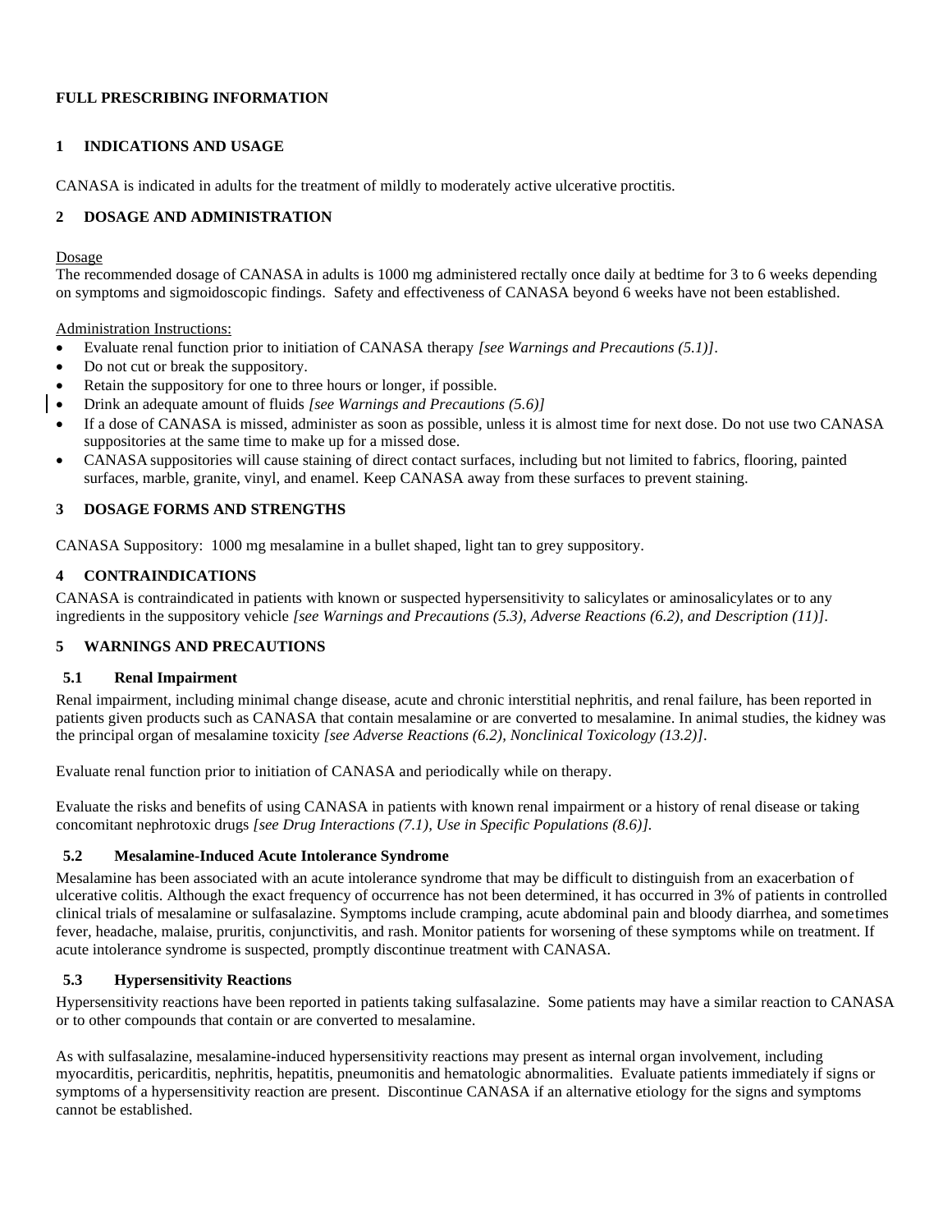# FULL PRESCRIBING INFORMATION

## 1 INDICATIONS AND USAGE

CANASA is indicated in adults for the treatment of mildly to moderately active ulcerative proctitis.

## 2 DOSAGE AND ADMINISTRATION

Dosage

The recommended dosage of CANASA in adults is 1000 mg administered rectally once daily at bedtime for 3 to 6 weeks depending on symptoms and sigmoidoscopic findings. Safety and effectiveness of CANASA beyond 6 weeks have not been established.

Administration Instructions:

- Evaluate renal function prior to initiation of CANASA therapy *[see Warnings and Precautions (5.1)]*.
- Do not cut or break the suppository.
- Retain the suppository for one to three hours or longer, if possible.
- Drink an adequate amount of fluids *[see Warnings and Precautions (5.6)]*
- If a dose of CANASA is missed, administer as soon as possible, unless it is almost time for next dose. Do not use two CANASA suppositories at the same time to make up for a missed dose.
- CANASA suppositories will cause staining of direct contact surfaces, including but not limited to fabrics, flooring, painted surfaces, marble, granite, vinyl, and enamel. Keep CANASA away from these surfaces to prevent staining.

## 3 DOSAGE FORMS AND STRENGTHS

CANASA Suppository: 1000 mg mesalamine in a bullet shaped, light tan to grey suppository.

## 4 CONTRAINDICATIONS

CANASA is contraindicated in patients with known or suspected hypersensitivity to salicylates or aminosalicylates or to any ingredients in the suppository vehicle *[see Warnings and Precautions (5.3), Adverse Reactions (6.2), and Description (11)]*.

## 5 WARNINGS AND PRECAUTIONS

### 5.1 Renal Impairment

Renal impairment, including minimal change disease, acute and chronic interstitial nephritis, and renal failure, has been reported in patients given products such as CANASA that contain mesalamine or are converted to mesalamine. In animal studies, the kidney was the principal organ of mesalamine toxicity *[see Adverse Reactions (6.2), Nonclinical Toxicology (13.2)]*.

Evaluate renal function prior to initiation of CANASA and periodically while on therapy.

Evaluate the risks and benefits of using CANASA in patients with known renal impairment or a history of renal disease or taking concomitant nephrotoxic drugs *[see Drug Interactions (7.1), Use in Specific Populations (8.6)]*.

### 5.2 Mesalamine-Induced Acute Intolerance Syndrome

Mesalamine has been associated with an acute intolerance syndrome that may be difficult to distinguish from an exacerbation of ulcerative colitis. Although the exact frequency of occurrence has not been determined, it has occurred in 3% of patients in controlled clinical trials of mesalamine or sulfasalazine. Symptoms include cramping, acute abdominal pain and bloody diarrhea, and sometimes fever, headache, malaise, pruritis, conjunctivitis, and rash. Monitor patients for worsening of these symptoms while on treatment. If acute intolerance syndrome is suspected, promptly discontinue treatment with CANASA.

### 5.3 Hypersensitivity Reactions

Hypersensitivity reactions have been reported in patients taking sulfasalazine. Some patients may have a similar reaction to CANASA or to other compounds that contain or are converted to mesalamine.

As with sulfasalazine, mesalamine-induced hypersensitivity reactions may present as internal organ involvement, including myocarditis, pericarditis, nephritis, hepatitis, pneumonitis and hematologic abnormalities. Evaluate patients immediately if signs or symptoms of a hypersensitivity reaction are present. Discontinue CANASA if an alternative etiology for the signs and symptoms cannot be established.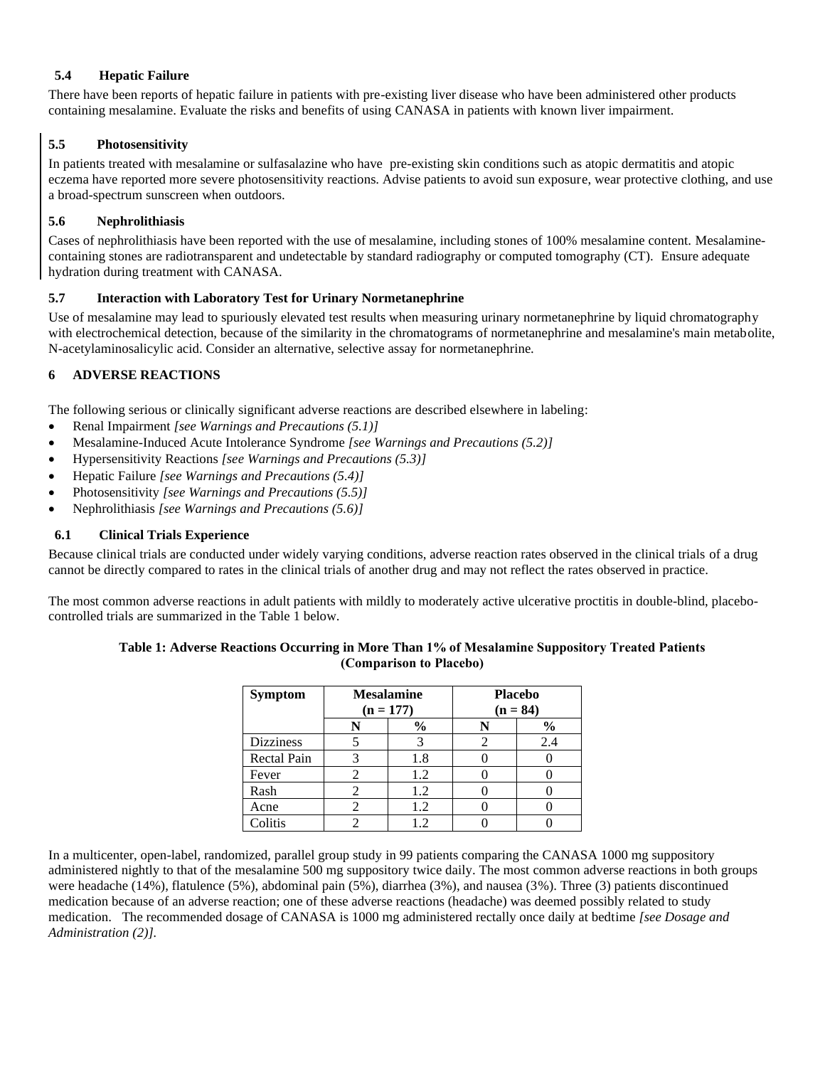### 5.4 Hepatic Failure

There have been reports of hepatic failure in patients with pre-existing liver disease who have been administered other products containing mesalamine. Evaluate the risks and benefits of using CANASA in patients with known liver impairment.

### 5.5 Photosensitivity

In patients treated with mesalamine or sulfasalazine who have pre-existing skin conditions such as atopic dermatitis and atopic eczema have reported more severe photosensitivity reactions. Advise patients to avoid sun exposure, wear protective clothing, and use a broad-spectrum sunscreen when outdoors.

### 5.6 Nephrolithiasis

Cases of nephrolithiasis have been reported with the use of mesalamine, including stones of 100% mesalamine content. Mesalamine-containing stones are radiotransparent and undetectable by standard radiography or computed tomography (CT). Ensure adequate hydration during treatment with CANASA.

### 5.7 Interaction with Laboratory Test for Urinary Normetanephrine

Use of mesalamine may lead to spuriously elevated test results when measuring urinary normetanephrine by liquid chromatography with electrochemical detection, because of the similarity in the chromatograms of normetanephrine and mesalamine's main metabolite, N-acetylaminosalicylic acid. Consider an alternative, selective assay for normetanephrine.

## 6 ADVERSE REACTIONS

The following serious or clinically significant adverse reactions are described elsewhere in labeling:

- Renal Impairment *[see Warnings and Precautions (5.1)]*
- Mesalamine-Induced Acute Intolerance Syndrome *[see Warnings and Precautions (5.2)]*
- Hypersensitivity Reactions *[see Warnings and Precautions (5.3)]*
- Hepatic Failure *[see Warnings and Precautions (5.4)]*
- Photosensitivity *[see Warnings and Precautions (5.5)]*
- Nephrolithiasis *[see Warnings and Precautions (5.6)]*

### 6.1 Clinical Trials Experience

Because clinical trials are conducted under widely varying conditions, adverse reaction rates observed in the clinical trials of a drug cannot be directly compared to rates in the clinical trials of another drug and may not reflect the rates observed in practice.

The most common adverse reactions in adult patients with mildly to moderately active ulcerative proctitis in double-blind, placebo-controlled trials are summarized in the Table 1 below.

**Table 1: Adverse Reactions Occurring in More Than 1% of Mesalamine Suppository Treated Patients (Comparison to Placebo)**

| Symptom | Mesalamine (n = 177) | | Placebo (n = 84) | |
|---|---|---|---|---|
| | N | % | N | % |
| Dizziness | 5 | 3 | 2 | 2.4 |
| Rectal Pain | 3 | 1.8 | 0 | 0 |
| Fever | 2 | 1.2 | 0 | 0 |
| Rash | 2 | 1.2 | 0 | 0 |
| Acne | 2 | 1.2 | 0 | 0 |
| Colitis | 2 | 1.2 | 0 | 0 |

In a multicenter, open-label, randomized, parallel group study in 99 patients comparing the CANASA 1000 mg suppository administered nightly to that of the mesalamine 500 mg suppository twice daily. The most common adverse reactions in both groups were headache (14%), flatulence (5%), abdominal pain (5%), diarrhea (3%), and nausea (3%). Three (3) patients discontinued medication because of an adverse reaction; one of these adverse reactions (headache) was deemed possibly related to study medication. The recommended dosage of CANASA is 1000 mg administered rectally once daily at bedtime *[see Dosage and Administration (2)]*.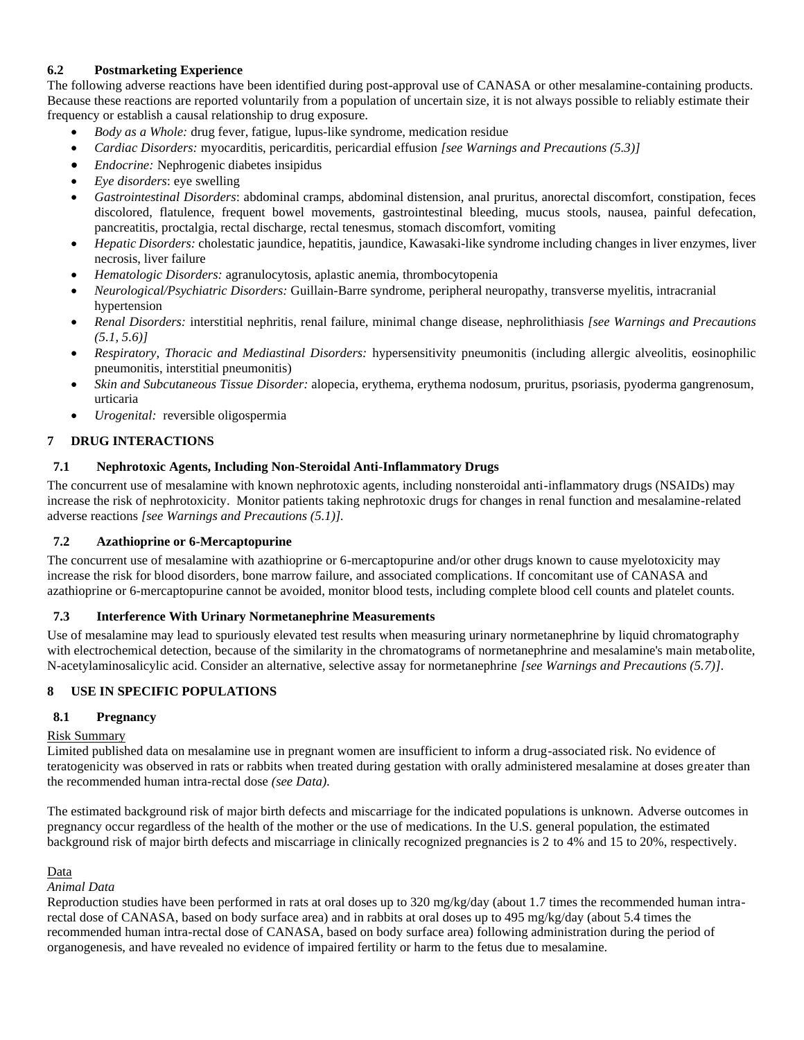### 6.2 Postmarketing Experience

The following adverse reactions have been identified during post-approval use of CANASA or other mesalamine-containing products. Because these reactions are reported voluntarily from a population of uncertain size, it is not always possible to reliably estimate their frequency or establish a causal relationship to drug exposure.

- *Body as a Whole:* drug fever, fatigue, lupus-like syndrome, medication residue
- *Cardiac Disorders:* myocarditis, pericarditis, pericardial effusion *[see Warnings and Precautions (5.3)]*
- *Endocrine:* Nephrogenic diabetes insipidus
- *Eye disorders*: eye swelling
- *Gastrointestinal Disorders*: abdominal cramps, abdominal distension, anal pruritus, anorectal discomfort, constipation, feces discolored, flatulence, frequent bowel movements, gastrointestinal bleeding, mucus stools, nausea, painful defecation, pancreatitis, proctalgia, rectal discharge, rectal tenesmus, stomach discomfort, vomiting
- *Hepatic Disorders:* cholestatic jaundice, hepatitis, jaundice, Kawasaki-like syndrome including changes in liver enzymes, liver necrosis, liver failure
- *Hematologic Disorders:* agranulocytosis, aplastic anemia, thrombocytopenia
- *Neurological/Psychiatric Disorders:* Guillain-Barre syndrome, peripheral neuropathy, transverse myelitis, intracranial hypertension
- *Renal Disorders:* interstitial nephritis, renal failure, minimal change disease, nephrolithiasis *[see Warnings and Precautions (5.1, 5.6)]*
- *Respiratory, Thoracic and Mediastinal Disorders:* hypersensitivity pneumonitis (including allergic alveolitis, eosinophilic pneumonitis, interstitial pneumonitis)
- *Skin and Subcutaneous Tissue Disorder:* alopecia, erythema, erythema nodosum, pruritus, psoriasis, pyoderma gangrenosum, urticaria
- *Urogenital:* reversible oligospermia

## 7 DRUG INTERACTIONS

### 7.1 Nephrotoxic Agents, Including Non-Steroidal Anti-Inflammatory Drugs

The concurrent use of mesalamine with known nephrotoxic agents, including nonsteroidal anti-inflammatory drugs (NSAIDs) may increase the risk of nephrotoxicity. Monitor patients taking nephrotoxic drugs for changes in renal function and mesalamine-related adverse reactions *[see Warnings and Precautions (5.1)].*

### 7.2 Azathioprine or 6-Mercaptopurine

The concurrent use of mesalamine with azathioprine or 6-mercaptopurine and/or other drugs known to cause myelotoxicity may increase the risk for blood disorders, bone marrow failure, and associated complications. If concomitant use of CANASA and azathioprine or 6-mercaptopurine cannot be avoided, monitor blood tests, including complete blood cell counts and platelet counts.

### 7.3 Interference With Urinary Normetanephrine Measurements

Use of mesalamine may lead to spuriously elevated test results when measuring urinary normetanephrine by liquid chromatography with electrochemical detection, because of the similarity in the chromatograms of normetanephrine and mesalamine's main metabolite, N-acetylaminosalicylic acid. Consider an alternative, selective assay for normetanephrine *[see Warnings and Precautions (5.7)]*.

## 8 USE IN SPECIFIC POPULATIONS

### 8.1 Pregnancy

Risk Summary

Limited published data on mesalamine use in pregnant women are insufficient to inform a drug-associated risk. No evidence of teratogenicity was observed in rats or rabbits when treated during gestation with orally administered mesalamine at doses greater than the recommended human intra-rectal dose *(see Data).*

The estimated background risk of major birth defects and miscarriage for the indicated populations is unknown. Adverse outcomes in pregnancy occur regardless of the health of the mother or the use of medications. In the U.S. general population, the estimated background risk of major birth defects and miscarriage in clinically recognized pregnancies is 2 to 4% and 15 to 20%, respectively.

Data

*Animal Data*

Reproduction studies have been performed in rats at oral doses up to 320 mg/kg/day (about 1.7 times the recommended human intra-rectal dose of CANASA, based on body surface area) and in rabbits at oral doses up to 495 mg/kg/day (about 5.4 times the recommended human intra-rectal dose of CANASA, based on body surface area) following administration during the period of organogenesis, and have revealed no evidence of impaired fertility or harm to the fetus due to mesalamine.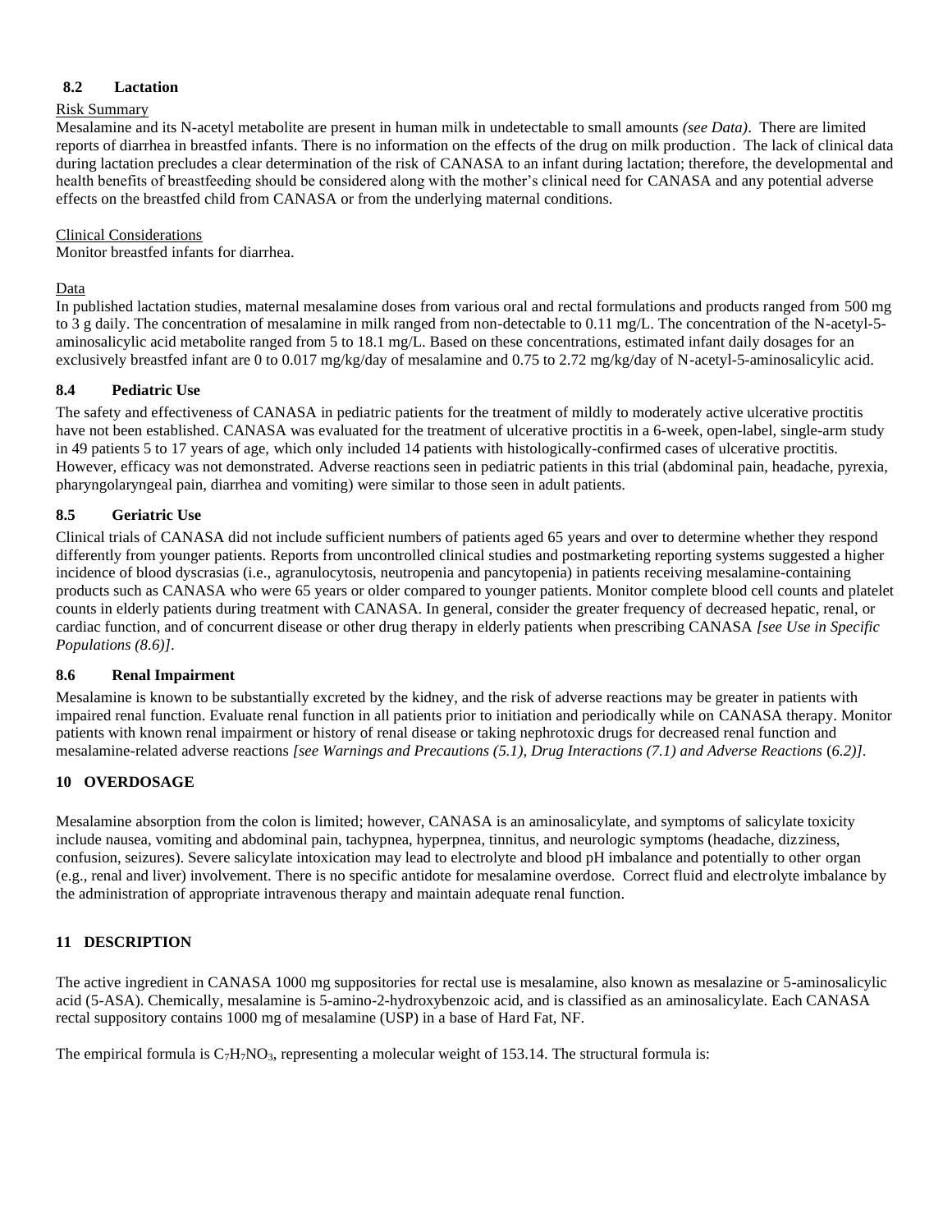### 8.2 Lactation

Risk Summary

Mesalamine and its N-acetyl metabolite are present in human milk in undetectable to small amounts *(see Data)*. There are limited reports of diarrhea in breastfed infants. There is no information on the effects of the drug on milk production. The lack of clinical data during lactation precludes a clear determination of the risk of CANASA to an infant during lactation; therefore, the developmental and health benefits of breastfeeding should be considered along with the mother's clinical need for CANASA and any potential adverse effects on the breastfed child from CANASA or from the underlying maternal conditions.

Clinical Considerations

Monitor breastfed infants for diarrhea.

Data

In published lactation studies, maternal mesalamine doses from various oral and rectal formulations and products ranged from 500 mg to 3 g daily. The concentration of mesalamine in milk ranged from non-detectable to 0.11 mg/L. The concentration of the N-acetyl-5-aminosalicylic acid metabolite ranged from 5 to 18.1 mg/L. Based on these concentrations, estimated infant daily dosages for an exclusively breastfed infant are 0 to 0.017 mg/kg/day of mesalamine and 0.75 to 2.72 mg/kg/day of N-acetyl-5-aminosalicylic acid.

### 8.4 Pediatric Use

The safety and effectiveness of CANASA in pediatric patients for the treatment of mildly to moderately active ulcerative proctitis have not been established. CANASA was evaluated for the treatment of ulcerative proctitis in a 6-week, open-label, single-arm study in 49 patients 5 to 17 years of age, which only included 14 patients with histologically-confirmed cases of ulcerative proctitis. However, efficacy was not demonstrated. Adverse reactions seen in pediatric patients in this trial (abdominal pain, headache, pyrexia, pharyngolaryngeal pain, diarrhea and vomiting) were similar to those seen in adult patients.

### 8.5 Geriatric Use

Clinical trials of CANASA did not include sufficient numbers of patients aged 65 years and over to determine whether they respond differently from younger patients. Reports from uncontrolled clinical studies and postmarketing reporting systems suggested a higher incidence of blood dyscrasias (i.e., agranulocytosis, neutropenia and pancytopenia) in patients receiving mesalamine-containing products such as CANASA who were 65 years or older compared to younger patients. Monitor complete blood cell counts and platelet counts in elderly patients during treatment with CANASA. In general, consider the greater frequency of decreased hepatic, renal, or cardiac function, and of concurrent disease or other drug therapy in elderly patients when prescribing CANASA *[see Use in Specific Populations (8.6)]*.

### 8.6 Renal Impairment

Mesalamine is known to be substantially excreted by the kidney, and the risk of adverse reactions may be greater in patients with impaired renal function. Evaluate renal function in all patients prior to initiation and periodically while on CANASA therapy. Monitor patients with known renal impairment or history of renal disease or taking nephrotoxic drugs for decreased renal function and mesalamine-related adverse reactions *[see Warnings and Precautions (5.1), Drug Interactions (7.1) and Adverse Reactions (6.2)]*.

## 10 OVERDOSAGE

Mesalamine absorption from the colon is limited; however, CANASA is an aminosalicylate, and symptoms of salicylate toxicity include nausea, vomiting and abdominal pain, tachypnea, hyperpnea, tinnitus, and neurologic symptoms (headache, dizziness, confusion, seizures). Severe salicylate intoxication may lead to electrolyte and blood pH imbalance and potentially to other organ (e.g., renal and liver) involvement. There is no specific antidote for mesalamine overdose. Correct fluid and electrolyte imbalance by the administration of appropriate intravenous therapy and maintain adequate renal function.

## 11 DESCRIPTION

The active ingredient in CANASA 1000 mg suppositories for rectal use is mesalamine, also known as mesalazine or 5-aminosalicylic acid (5-ASA). Chemically, mesalamine is 5-amino-2-hydroxybenzoic acid, and is classified as an aminosalicylate. Each CANASA rectal suppository contains 1000 mg of mesalamine (USP) in a base of Hard Fat, NF.

The empirical formula is $C_7H_7NO_3$, representing a molecular weight of 153.14. The structural formula is: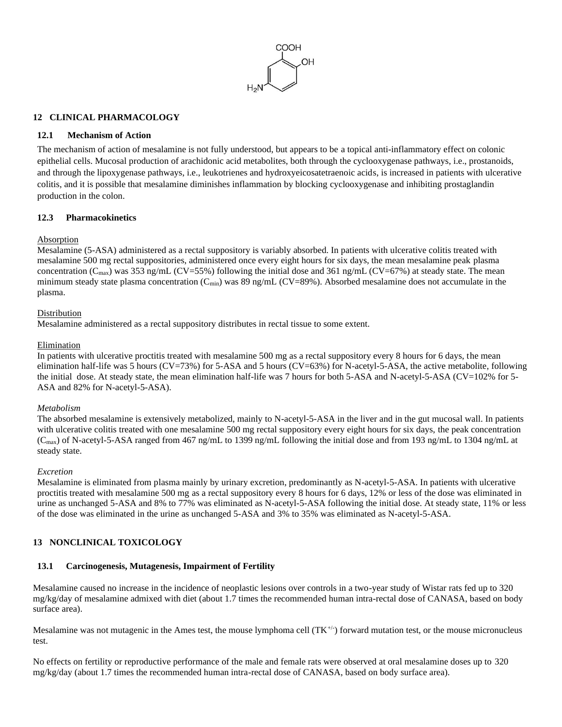## 12 CLINICAL PHARMACOLOGY

### 12.1 Mechanism of Action

The mechanism of action of mesalamine is not fully understood, but appears to be a topical anti-inflammatory effect on colonic epithelial cells. Mucosal production of arachidonic acid metabolites, both through the cyclooxygenase pathways, i.e., prostanoids, and through the lipoxygenase pathways, i.e., leukotrienes and hydroxyeicosatetraenoic acids, is increased in patients with ulcerative colitis, and it is possible that mesalamine diminishes inflammation by blocking cyclooxygenase and inhibiting prostaglandin production in the colon.

### 12.3 Pharmacokinetics

Absorption

Mesalamine (5-ASA) administered as a rectal suppository is variably absorbed. In patients with ulcerative colitis treated with mesalamine 500 mg rectal suppositories, administered once every eight hours for six days, the mean mesalamine peak plasma concentration ($C_{max}$) was 353 ng/mL (CV=55%) following the initial dose and 361 ng/mL (CV=67%) at steady state. The mean minimum steady state plasma concentration ($C_{min}$) was 89 ng/mL (CV=89%). Absorbed mesalamine does not accumulate in the plasma.

Distribution

Mesalamine administered as a rectal suppository distributes in rectal tissue to some extent.

Elimination

In patients with ulcerative proctitis treated with mesalamine 500 mg as a rectal suppository every 8 hours for 6 days, the mean elimination half-life was 5 hours (CV=73%) for 5-ASA and 5 hours (CV=63%) for N-acetyl-5-ASA, the active metabolite, following the initial dose. At steady state, the mean elimination half-life was 7 hours for both 5-ASA and N-acetyl-5-ASA (CV=102% for 5-ASA and 82% for N-acetyl-5-ASA).

*Metabolism*

The absorbed mesalamine is extensively metabolized, mainly to N-acetyl-5-ASA in the liver and in the gut mucosal wall. In patients with ulcerative colitis treated with one mesalamine 500 mg rectal suppository every eight hours for six days, the peak concentration ($C_{max}$) of N-acetyl-5-ASA ranged from 467 ng/mL to 1399 ng/mL following the initial dose and from 193 ng/mL to 1304 ng/mL at steady state.

*Excretion*

Mesalamine is eliminated from plasma mainly by urinary excretion, predominantly as N-acetyl-5-ASA. In patients with ulcerative proctitis treated with mesalamine 500 mg as a rectal suppository every 8 hours for 6 days, 12% or less of the dose was eliminated in urine as unchanged 5-ASA and 8% to 77% was eliminated as N-acetyl-5-ASA following the initial dose. At steady state, 11% or less of the dose was eliminated in the urine as unchanged 5-ASA and 3% to 35% was eliminated as N-acetyl-5-ASA.

## 13 NONCLINICAL TOXICOLOGY

### 13.1 Carcinogenesis, Mutagenesis, Impairment of Fertility

Mesalamine caused no increase in the incidence of neoplastic lesions over controls in a two-year study of Wistar rats fed up to 320 mg/kg/day of mesalamine admixed with diet (about 1.7 times the recommended human intra-rectal dose of CANASA, based on body surface area).

Mesalamine was not mutagenic in the Ames test, the mouse lymphoma cell ($TK^{+/-}$) forward mutation test, or the mouse micronucleus test.

No effects on fertility or reproductive performance of the male and female rats were observed at oral mesalamine doses up to 320 mg/kg/day (about 1.7 times the recommended human intra-rectal dose of CANASA, based on body surface area).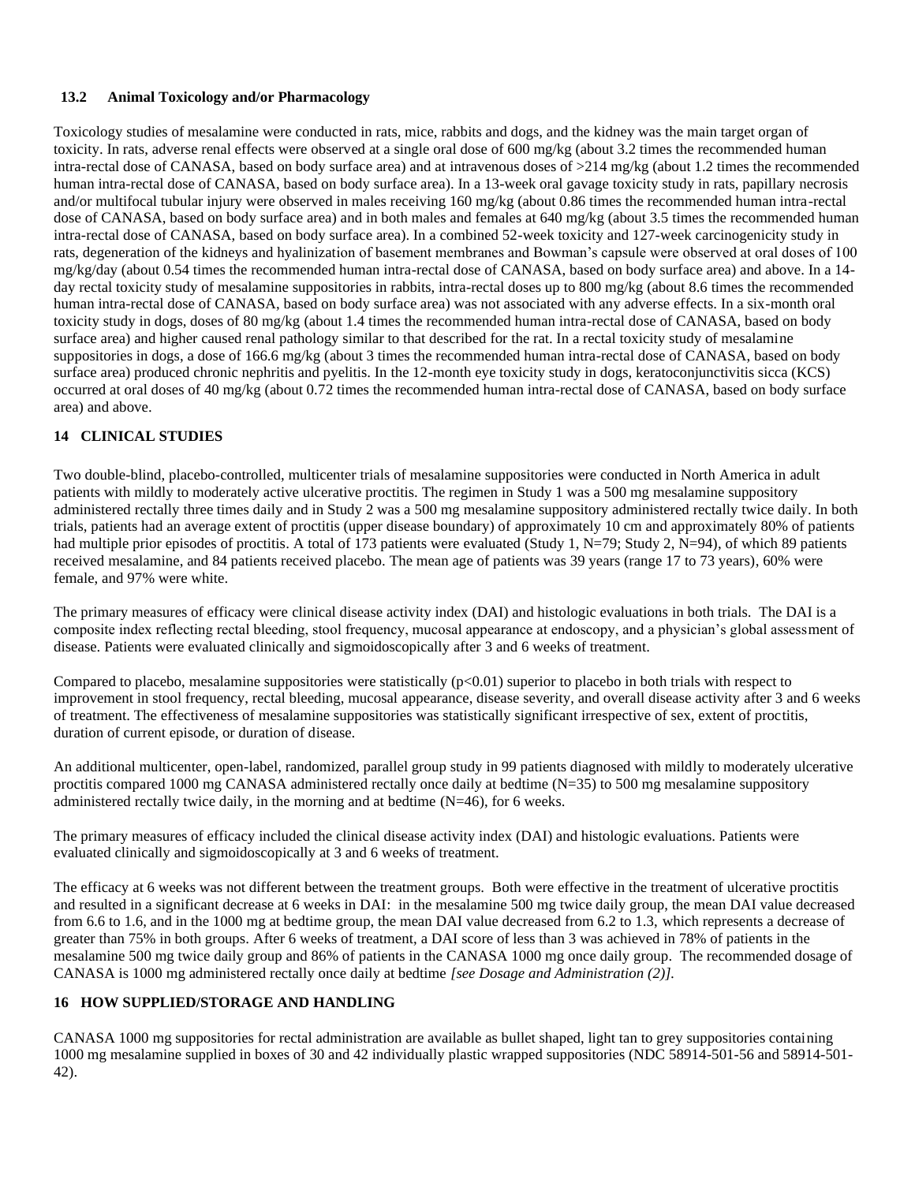### 13.2 Animal Toxicology and/or Pharmacology

Toxicology studies of mesalamine were conducted in rats, mice, rabbits and dogs, and the kidney was the main target organ of toxicity. In rats, adverse renal effects were observed at a single oral dose of 600 mg/kg (about 3.2 times the recommended human intra-rectal dose of CANASA, based on body surface area) and at intravenous doses of >214 mg/kg (about 1.2 times the recommended human intra-rectal dose of CANASA, based on body surface area). In a 13-week oral gavage toxicity study in rats, papillary necrosis and/or multifocal tubular injury were observed in males receiving 160 mg/kg (about 0.86 times the recommended human intra-rectal dose of CANASA, based on body surface area) and in both males and females at 640 mg/kg (about 3.5 times the recommended human intra-rectal dose of CANASA, based on body surface area). In a combined 52-week toxicity and 127-week carcinogenicity study in rats, degeneration of the kidneys and hyalinization of basement membranes and Bowman's capsule were observed at oral doses of 100 mg/kg/day (about 0.54 times the recommended human intra-rectal dose of CANASA, based on body surface area) and above. In a 14-day rectal toxicity study of mesalamine suppositories in rabbits, intra-rectal doses up to 800 mg/kg (about 8.6 times the recommended human intra-rectal dose of CANASA, based on body surface area) was not associated with any adverse effects. In a six-month oral toxicity study in dogs, doses of 80 mg/kg (about 1.4 times the recommended human intra-rectal dose of CANASA, based on body surface area) and higher caused renal pathology similar to that described for the rat. In a rectal toxicity study of mesalamine suppositories in dogs, a dose of 166.6 mg/kg (about 3 times the recommended human intra-rectal dose of CANASA, based on body surface area) produced chronic nephritis and pyelitis. In the 12-month eye toxicity study in dogs, keratoconjunctivitis sicca (KCS) occurred at oral doses of 40 mg/kg (about 0.72 times the recommended human intra-rectal dose of CANASA, based on body surface area) and above.

## 14 CLINICAL STUDIES

Two double-blind, placebo-controlled, multicenter trials of mesalamine suppositories were conducted in North America in adult patients with mildly to moderately active ulcerative proctitis. The regimen in Study 1 was a 500 mg mesalamine suppository administered rectally three times daily and in Study 2 was a 500 mg mesalamine suppository administered rectally twice daily. In both trials, patients had an average extent of proctitis (upper disease boundary) of approximately 10 cm and approximately 80% of patients had multiple prior episodes of proctitis. A total of 173 patients were evaluated (Study 1, N=79; Study 2, N=94), of which 89 patients received mesalamine, and 84 patients received placebo. The mean age of patients was 39 years (range 17 to 73 years), 60% were female, and 97% were white.

The primary measures of efficacy were clinical disease activity index (DAI) and histologic evaluations in both trials. The DAI is a composite index reflecting rectal bleeding, stool frequency, mucosal appearance at endoscopy, and a physician's global assessment of disease. Patients were evaluated clinically and sigmoidoscopically after 3 and 6 weeks of treatment.

Compared to placebo, mesalamine suppositories were statistically ($p<0.01$) superior to placebo in both trials with respect to improvement in stool frequency, rectal bleeding, mucosal appearance, disease severity, and overall disease activity after 3 and 6 weeks of treatment. The effectiveness of mesalamine suppositories was statistically significant irrespective of sex, extent of proctitis, duration of current episode, or duration of disease.

An additional multicenter, open-label, randomized, parallel group study in 99 patients diagnosed with mildly to moderately ulcerative proctitis compared 1000 mg CANASA administered rectally once daily at bedtime (N=35) to 500 mg mesalamine suppository administered rectally twice daily, in the morning and at bedtime (N=46), for 6 weeks.

The primary measures of efficacy included the clinical disease activity index (DAI) and histologic evaluations. Patients were evaluated clinically and sigmoidoscopically at 3 and 6 weeks of treatment.

The efficacy at 6 weeks was not different between the treatment groups. Both were effective in the treatment of ulcerative proctitis and resulted in a significant decrease at 6 weeks in DAI: in the mesalamine 500 mg twice daily group, the mean DAI value decreased from 6.6 to 1.6, and in the 1000 mg at bedtime group, the mean DAI value decreased from 6.2 to 1.3, which represents a decrease of greater than 75% in both groups. After 6 weeks of treatment, a DAI score of less than 3 was achieved in 78% of patients in the mesalamine 500 mg twice daily group and 86% of patients in the CANASA 1000 mg once daily group. The recommended dosage of CANASA is 1000 mg administered rectally once daily at bedtime *[see Dosage and Administration (2)].*

## 16 HOW SUPPLIED/STORAGE AND HANDLING

CANASA 1000 mg suppositories for rectal administration are available as bullet shaped, light tan to grey suppositories containing 1000 mg mesalamine supplied in boxes of 30 and 42 individually plastic wrapped suppositories (NDC 58914-501-56 and 58914-501-42).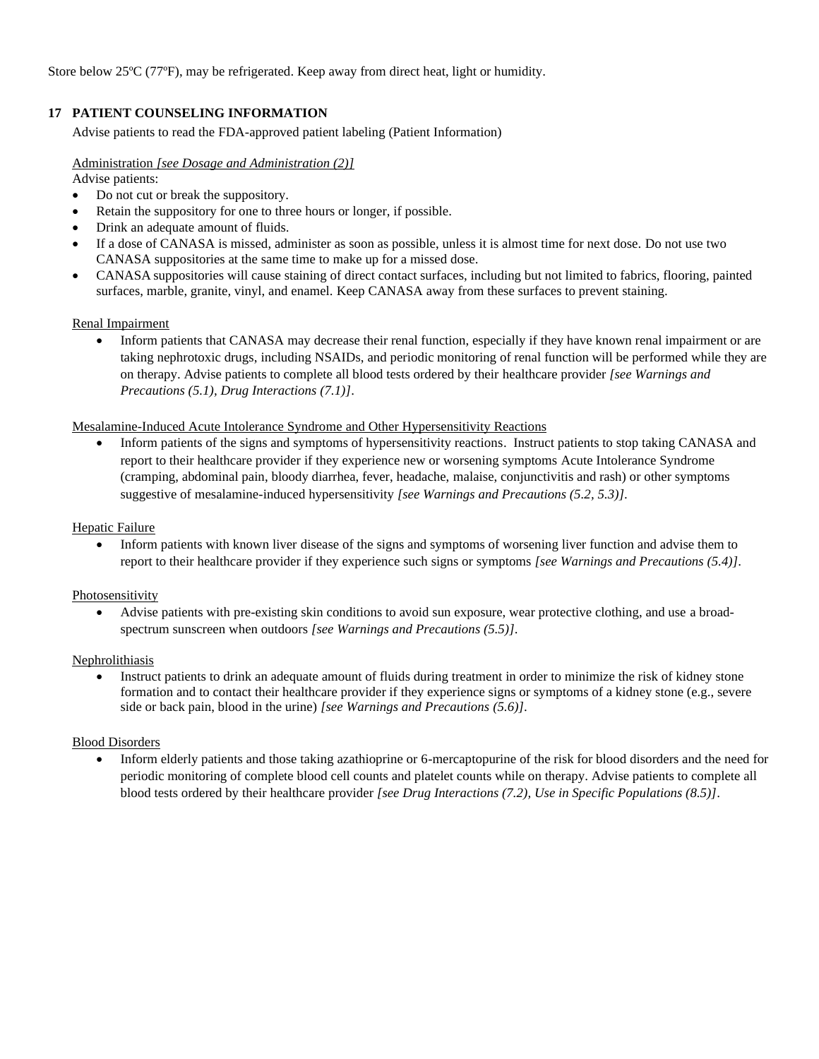Store below 25ºC (77ºF), may be refrigerated. Keep away from direct heat, light or humidity.

## 17 PATIENT COUNSELING INFORMATION

Advise patients to read the FDA-approved patient labeling (Patient Information)

Administration *[see Dosage and Administration (2)]*

Advise patients:

- Do not cut or break the suppository.
- Retain the suppository for one to three hours or longer, if possible.
- Drink an adequate amount of fluids.
- If a dose of CANASA is missed, administer as soon as possible, unless it is almost time for next dose. Do not use two CANASA suppositories at the same time to make up for a missed dose.
- CANASA suppositories will cause staining of direct contact surfaces, including but not limited to fabrics, flooring, painted surfaces, marble, granite, vinyl, and enamel. Keep CANASA away from these surfaces to prevent staining.

Renal Impairment

- Inform patients that CANASA may decrease their renal function, especially if they have known renal impairment or are taking nephrotoxic drugs, including NSAIDs, and periodic monitoring of renal function will be performed while they are on therapy. Advise patients to complete all blood tests ordered by their healthcare provider *[see Warnings and Precautions (5.1), Drug Interactions (7.1)]*.

Mesalamine-Induced Acute Intolerance Syndrome and Other Hypersensitivity Reactions

- Inform patients of the signs and symptoms of hypersensitivity reactions. Instruct patients to stop taking CANASA and report to their healthcare provider if they experience new or worsening symptoms Acute Intolerance Syndrome (cramping, abdominal pain, bloody diarrhea, fever, headache, malaise, conjunctivitis and rash) or other symptoms suggestive of mesalamine-induced hypersensitivity *[see Warnings and Precautions (5.2, 5.3)]*.

Hepatic Failure

- Inform patients with known liver disease of the signs and symptoms of worsening liver function and advise them to report to their healthcare provider if they experience such signs or symptoms *[see Warnings and Precautions (5.4)]*.

Photosensitivity

- Advise patients with pre-existing skin conditions to avoid sun exposure, wear protective clothing, and use a broad-spectrum sunscreen when outdoors *[see Warnings and Precautions (5.5)]*.

Nephrolithiasis

- Instruct patients to drink an adequate amount of fluids during treatment in order to minimize the risk of kidney stone formation and to contact their healthcare provider if they experience signs or symptoms of a kidney stone (e.g., severe side or back pain, blood in the urine) *[see Warnings and Precautions (5.6)]*.

Blood Disorders

- Inform elderly patients and those taking azathioprine or 6-mercaptopurine of the risk for blood disorders and the need for periodic monitoring of complete blood cell counts and platelet counts while on therapy. Advise patients to complete all blood tests ordered by their healthcare provider *[see Drug Interactions (7.2), Use in Specific Populations (8.5)]*.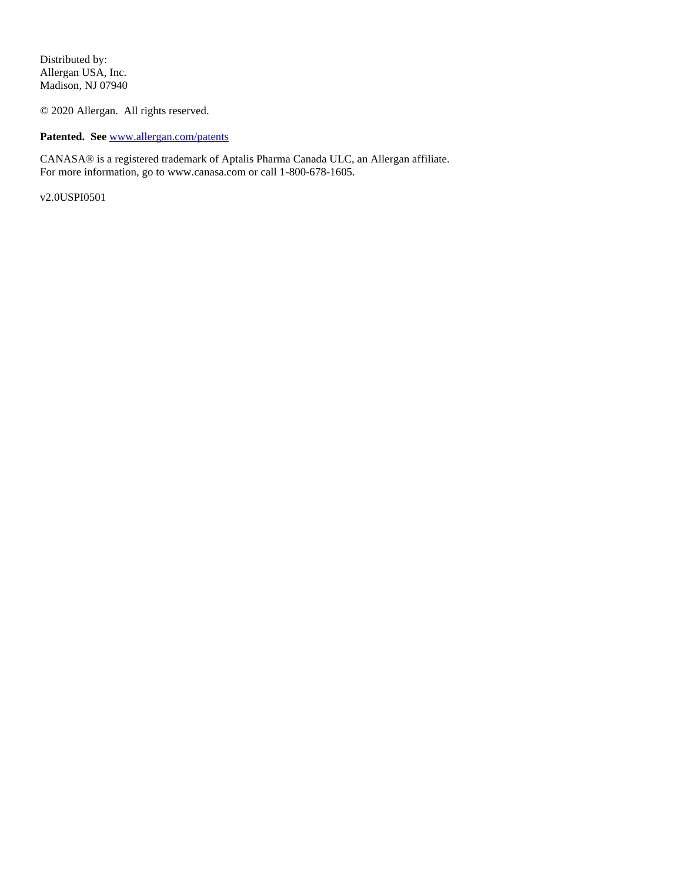Distributed by:
Allergan USA, Inc.
Madison, NJ 07940

© 2020 Allergan. All rights reserved.

**Patented. See** www.allergan.com/patents

CANASA® is a registered trademark of Aptalis Pharma Canada ULC, an Allergan affiliate.
For more information, go to www.canasa.com or call 1-800-678-1605.

v2.0USPI0501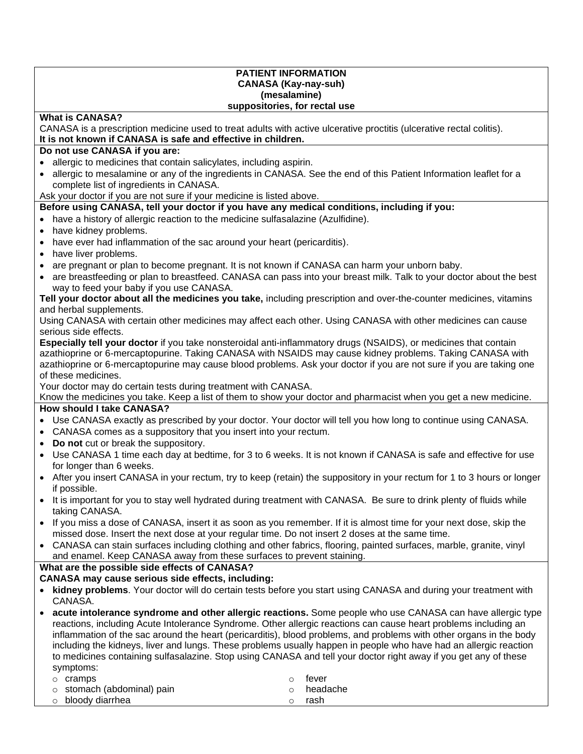**PATIENT INFORMATION**
**CANASA (Kay-nay-suh)**
**(mesalamine)**
**suppositories, for rectal use**

**What is CANASA?**

CANASA is a prescription medicine used to treat adults with active ulcerative proctitis (ulcerative rectal colitis).

**It is not known if CANASA is safe and effective in children.**

**Do not use CANASA if you are:**

- allergic to medicines that contain salicylates, including aspirin.
- allergic to mesalamine or any of the ingredients in CANASA. See the end of this Patient Information leaflet for a complete list of ingredients in CANASA.

Ask your doctor if you are not sure if your medicine is listed above.

**Before using CANASA, tell your doctor if you have any medical conditions, including if you:**

- have a history of allergic reaction to the medicine sulfasalazine (Azulfidine).
- have kidney problems.
- have ever had inflammation of the sac around your heart (pericarditis).
- have liver problems.
- are pregnant or plan to become pregnant. It is not known if CANASA can harm your unborn baby.
- are breastfeeding or plan to breastfeed. CANASA can pass into your breast milk. Talk to your doctor about the best way to feed your baby if you use CANASA.

**Tell your doctor about all the medicines you take,** including prescription and over-the-counter medicines, vitamins and herbal supplements.

Using CANASA with certain other medicines may affect each other. Using CANASA with other medicines can cause serious side effects.

**Especially tell your doctor** if you take nonsteroidal anti-inflammatory drugs (NSAIDS), or medicines that contain azathioprine or 6-mercaptopurine. Taking CANASA with NSAIDS may cause kidney problems. Taking CANASA with azathioprine or 6-mercaptopurine may cause blood problems. Ask your doctor if you are not sure if you are taking one of these medicines.

Your doctor may do certain tests during treatment with CANASA.

Know the medicines you take. Keep a list of them to show your doctor and pharmacist when you get a new medicine.

**How should I take CANASA?**

- Use CANASA exactly as prescribed by your doctor. Your doctor will tell you how long to continue using CANASA.
- CANASA comes as a suppository that you insert into your rectum.
- **Do not** cut or break the suppository.
- Use CANASA 1 time each day at bedtime, for 3 to 6 weeks. It is not known if CANASA is safe and effective for use for longer than 6 weeks.
- After you insert CANASA in your rectum, try to keep (retain) the suppository in your rectum for 1 to 3 hours or longer if possible.
- It is important for you to stay well hydrated during treatment with CANASA. Be sure to drink plenty of fluids while taking CANASA.
- If you miss a dose of CANASA, insert it as soon as you remember. If it is almost time for your next dose, skip the missed dose. Insert the next dose at your regular time. Do not insert 2 doses at the same time.
- CANASA can stain surfaces including clothing and other fabrics, flooring, painted surfaces, marble, granite, vinyl and enamel. Keep CANASA away from these surfaces to prevent staining.

**What are the possible side effects of CANASA?**

**CANASA may cause serious side effects, including:**

- **kidney problems**. Your doctor will do certain tests before you start using CANASA and during your treatment with CANASA.
- **acute intolerance syndrome and other allergic reactions.** Some people who use CANASA can have allergic type reactions, including Acute Intolerance Syndrome. Other allergic reactions can cause heart problems including an inflammation of the sac around the heart (pericarditis), blood problems, and problems with other organs in the body including the kidneys, liver and lungs. These problems usually happen in people who have had an allergic reaction to medicines containing sulfasalazine. Stop using CANASA and tell your doctor right away if you get any of these symptoms:
  - cramps
  - stomach (abdominal) pain
  - bloody diarrhea
  - fever
  - headache
  - rash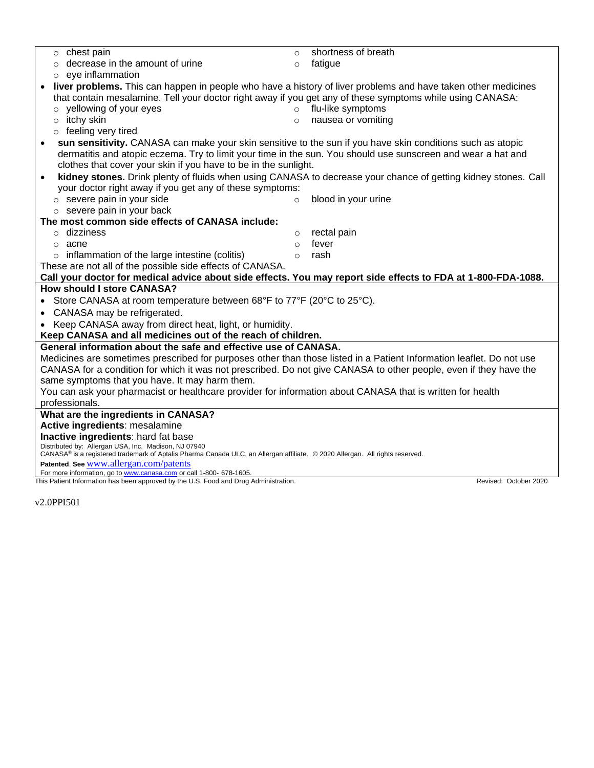- chest pain
- shortness of breath
- decrease in the amount of urine
- fatigue
- eye inflammation

- **liver problems.** This can happen in people who have a history of liver problems and have taken other medicines that contain mesalamine. Tell your doctor right away if you get any of these symptoms while using CANASA:
  - yellowing of your eyes
  - flu-like symptoms
  - itchy skin
  - nausea or vomiting
  - feeling very tired
- **sun sensitivity.** CANASA can make your skin sensitive to the sun if you have skin conditions such as atopic dermatitis and atopic eczema. Try to limit your time in the sun. You should use sunscreen and wear a hat and clothes that cover your skin if you have to be in the sunlight.
- **kidney stones.** Drink plenty of fluids when using CANASA to decrease your chance of getting kidney stones. Call your doctor right away if you get any of these symptoms:
  - severe pain in your side
  - blood in your urine
  - severe pain in your back

**The most common side effects of CANASA include:**

- dizziness
- rectal pain
- acne
- fever
- inflammation of the large intestine (colitis)
- rash

These are not all of the possible side effects of CANASA.

**Call your doctor for medical advice about side effects. You may report side effects to FDA at 1-800-FDA-1088.**

**How should I store CANASA?**

- Store CANASA at room temperature between 68°F to 77°F (20°C to 25°C).
- CANASA may be refrigerated.
- Keep CANASA away from direct heat, light, or humidity.

**Keep CANASA and all medicines out of the reach of children.**

**General information about the safe and effective use of CANASA.**

Medicines are sometimes prescribed for purposes other than those listed in a Patient Information leaflet. Do not use CANASA for a condition for which it was not prescribed. Do not give CANASA to other people, even if they have the same symptoms that you have. It may harm them.

You can ask your pharmacist or healthcare provider for information about CANASA that is written for health professionals.

**What are the ingredients in CANASA?**

**Active ingredients**: mesalamine

**Inactive ingredients**: hard fat base

Distributed by: Allergan USA, Inc. Madison, NJ 07940

CANASA® is a registered trademark of Aptalis Pharma Canada ULC, an Allergan affiliate. © 2020 Allergan. All rights reserved.

**Patented**. **See** www.allergan.com/patents

For more information, go to www.canasa.com or call 1-800- 678-1605.

This Patient Information has been approved by the U.S. Food and Drug Administration. Revised: October 2020

v2.0PPI501